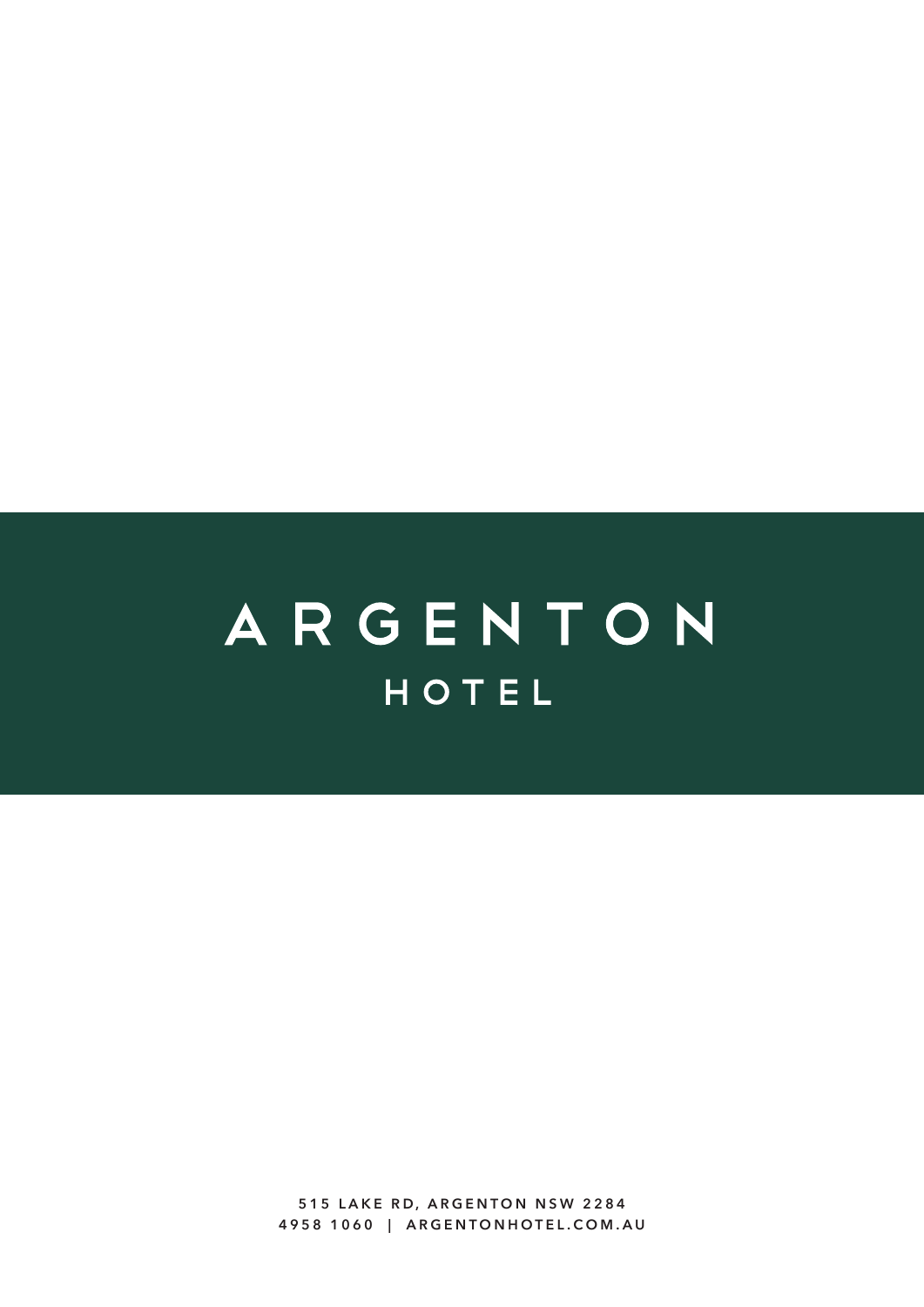# ARGENTON

## HOTEL

515 LAKE RD, ARGENTON NSW 2284

4958 1060 | ARGENTONHOTEL.COM.AU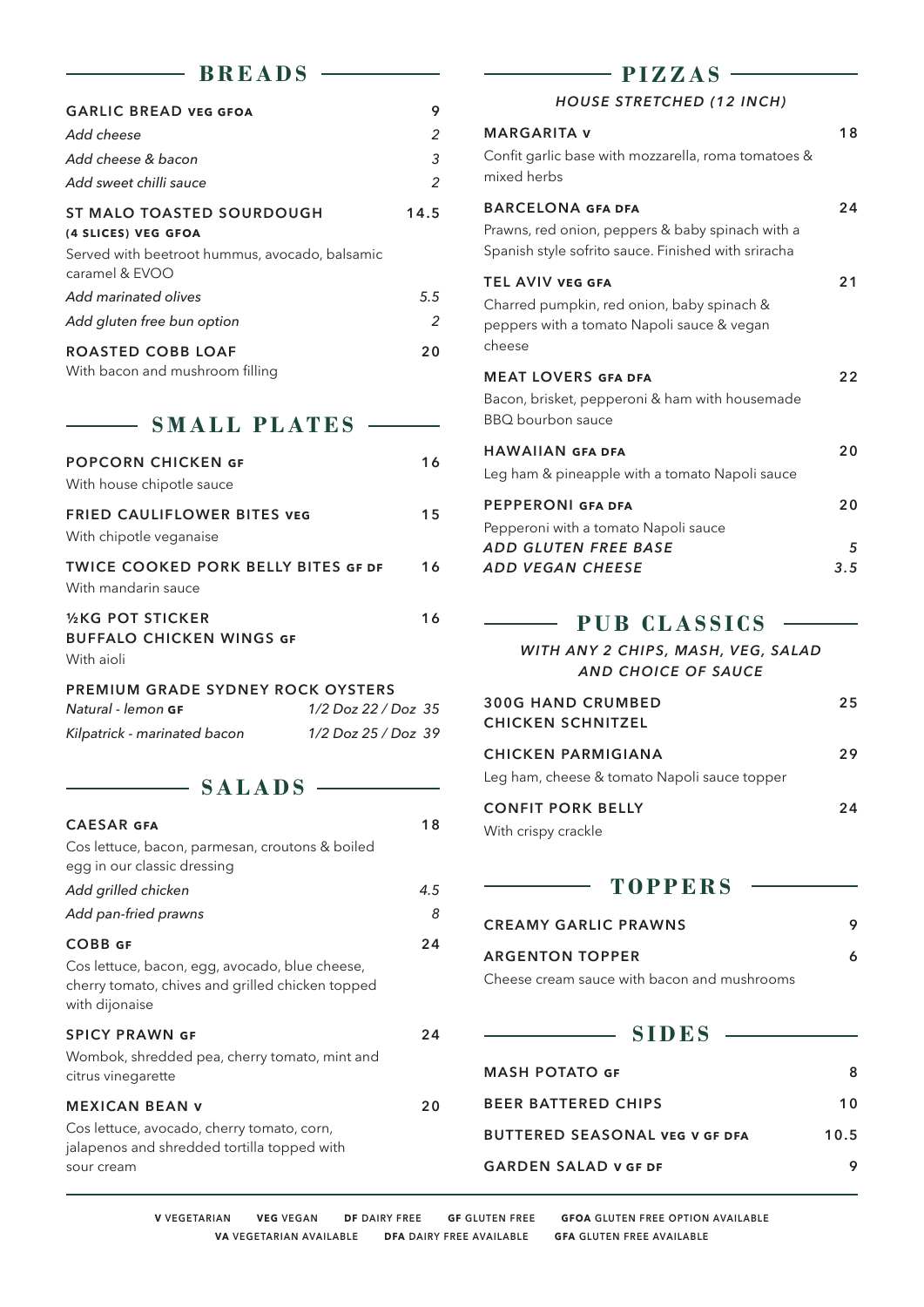## BREADS

**GARLIC BREAD VEG GFOA** 9

*Add cheese* 2

*Add cheese & bacon* 3

*Add sweet chilli sauce* 2

**ST MALO TOASTED SOURDOUGH (4 SLICES) VEG GFOA** 14.5

Served with beetroot hummus, avocado, balsamic caramel & EVOO

*Add marinated olives* 5.5

*Add gluten free bun option* 2

**ROASTED COBB LOAF** 20

With bacon and mushroom filling

## SMALL PLATES

**POPCORN CHICKEN GF** 16

With house chipotle sauce

**FRIED CAULIFLOWER BITES VEG** 15

With chipotle veganaise

**TWICE COOKED PORK BELLY BITES GF DF** 16

With mandarin sauce

**½KG POT STICKER BUFFALO CHICKEN WINGS GF** 16

With aioli

**PREMIUM GRADE SYDNEY ROCK OYSTERS**

*Natural - lemon* **GF** *1/2 Doz 22 / Doz 35*

*Kilpatrick - marinated bacon* *1/2 Doz 25 / Doz 39*

## SALADS

**CAESAR GFA** 18

Cos lettuce, bacon, parmesan, croutons & boiled egg in our classic dressing

*Add grilled chicken* 4.5

*Add pan-fried prawns* 8

**COBB GF** 24

Cos lettuce, bacon, egg, avocado, blue cheese, cherry tomato, chives and grilled chicken topped with dijonaise

**SPICY PRAWN GF** 24

Wombok, shredded pea, cherry tomato, mint and citrus vinegarette

**MEXICAN BEAN V** 20

Cos lettuce, avocado, cherry tomato, corn, jalapenos and shredded tortilla topped with sour cream

## PIZZAS

*HOUSE STRETCHED (12 INCH)*

**MARGARITA V** 18

Confit garlic base with mozzarella, roma tomatoes & mixed herbs

**BARCELONA GFA DFA** 24

Prawns, red onion, peppers & baby spinach with a Spanish style sofrito sauce. Finished with sriracha

**TEL AVIV VEG GFA** 21

Charred pumpkin, red onion, baby spinach & peppers with a tomato Napoli sauce & vegan cheese

**MEAT LOVERS GFA DFA** 22

Bacon, brisket, pepperoni & ham with housemade BBQ bourbon sauce

**HAWAIIAN GFA DFA** 20

Leg ham & pineapple with a tomato Napoli sauce

**PEPPERONI GFA DFA** 20

Pepperoni with a tomato Napoli sauce

*ADD GLUTEN FREE BASE* 5

*ADD VEGAN CHEESE* 3.5

## PUB CLASSICS

*WITH ANY 2 CHIPS, MASH, VEG, SALAD AND CHOICE OF SAUCE*

**300G HAND CRUMBED CHICKEN SCHNITZEL** 25

**CHICKEN PARMIGIANA** 29

Leg ham, cheese & tomato Napoli sauce topper

**CONFIT PORK BELLY** 24

With crispy crackle

## TOPPERS

**CREAMY GARLIC PRAWNS** 9

**ARGENTON TOPPER** 6

Cheese cream sauce with bacon and mushrooms

## SIDES

**MASH POTATO GF** 8

**BEER BATTERED CHIPS** 10

**BUTTERED SEASONAL VEG V GF DFA** 10.5

**GARDEN SALAD V GF DF** 9

---

**V** VEGETARIAN **VEG** VEGAN **DF** DAIRY FREE **GF** GLUTEN FREE **GFOA** GLUTEN FREE OPTION AVAILABLE
**VA** VEGETARIAN AVAILABLE **DFA** DAIRY FREE AVAILABLE **GFA** GLUTEN FREE AVAILABLE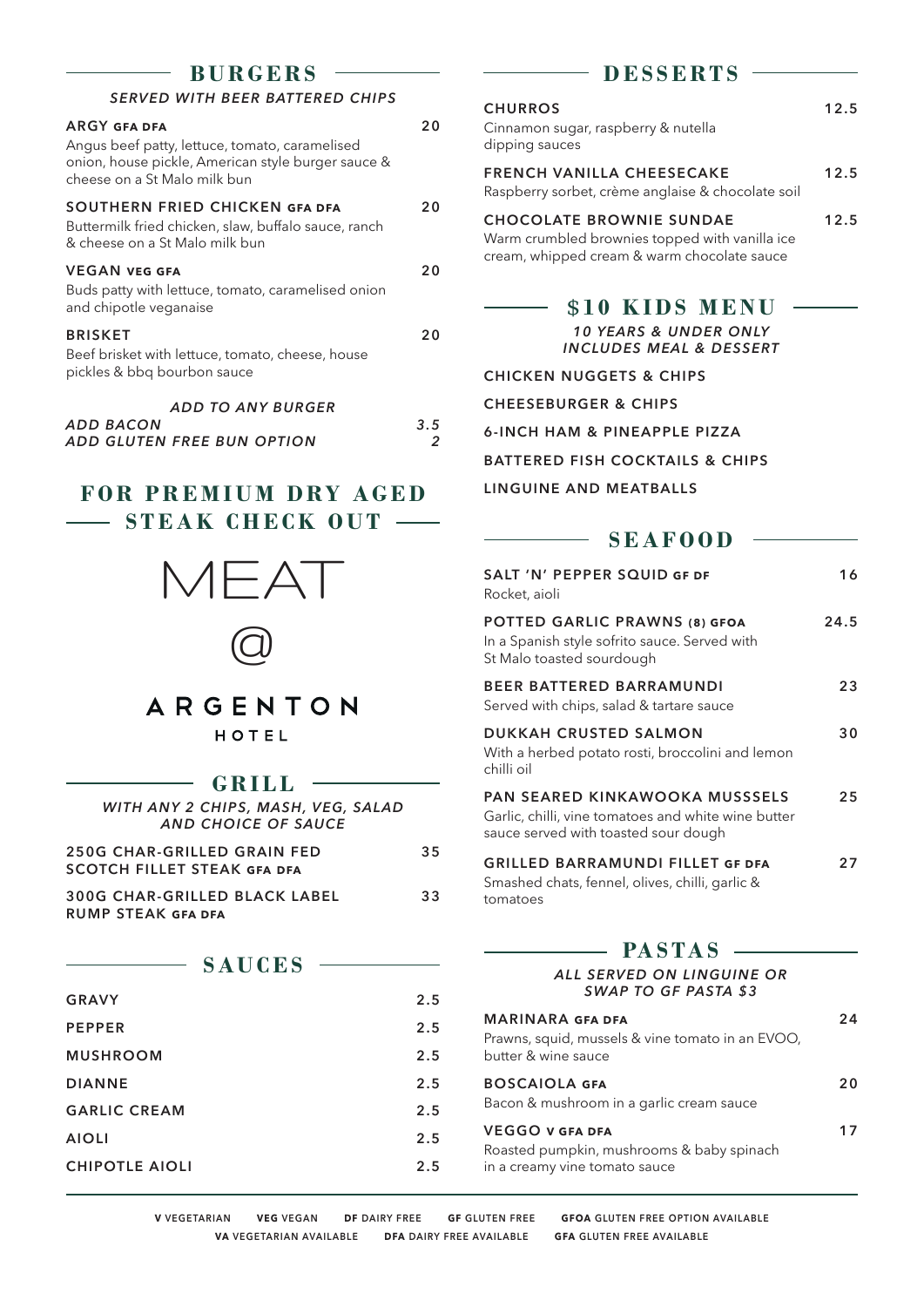## BURGERS

*SERVED WITH BEER BATTERED CHIPS*

**ARGY GFA DFA** — 20
Angus beef patty, lettuce, tomato, caramelised onion, house pickle, American style burger sauce & cheese on a St Malo milk bun

**SOUTHERN FRIED CHICKEN GFA DFA** — 20
Buttermilk fried chicken, slaw, buffalo sauce, ranch & cheese on a St Malo milk bun

**VEGAN VEG GFA** — 20
Buds patty with lettuce, tomato, caramelised onion and chipotle veganaise

**BRISKET** — 20
Beef brisket with lettuce, tomato, cheese, house pickles & bbq bourbon sauce

*ADD TO ANY BURGER*

*ADD BACON* — *3.5*
*ADD GLUTEN FREE BUN OPTION* — *2*

## FOR PREMIUM DRY AGED STEAK CHECK OUT

MEAT

@

ARGENTON

HOTEL

## GRILL

*WITH ANY 2 CHIPS, MASH, VEG, SALAD AND CHOICE OF SAUCE*

**250G CHAR-GRILLED GRAIN FED SCOTCH FILLET STEAK GFA DFA** — 35

**300G CHAR-GRILLED BLACK LABEL RUMP STEAK GFA DFA** — 33

## SAUCES

| | |
|---|---|
| GRAVY | 2.5 |
| PEPPER | 2.5 |
| MUSHROOM | 2.5 |
| DIANNE | 2.5 |
| GARLIC CREAM | 2.5 |
| AIOLI | 2.5 |
| CHIPOTLE AIOLI | 2.5 |

## DESSERTS

**CHURROS** — 12.5
Cinnamon sugar, raspberry & nutella dipping sauces

**FRENCH VANILLA CHEESECAKE** — 12.5
Raspberry sorbet, crème anglaise & chocolate soil

**CHOCOLATE BROWNIE SUNDAE** — 12.5
Warm crumbled brownies topped with vanilla ice cream, whipped cream & warm chocolate sauce

## $10 KIDS MENU

*10 YEARS & UNDER ONLY*
*INCLUDES MEAL & DESSERT*

**CHICKEN NUGGETS & CHIPS**

**CHEESEBURGER & CHIPS**

**6-INCH HAM & PINEAPPLE PIZZA**

**BATTERED FISH COCKTAILS & CHIPS**

**LINGUINE AND MEATBALLS**

## SEAFOOD

**SALT 'N' PEPPER SQUID GF DF** — 16
Rocket, aioli

**POTTED GARLIC PRAWNS (8) GFOA** — 24.5
In a Spanish style sofrito sauce. Served with St Malo toasted sourdough

**BEER BATTERED BARRAMUNDI** — 23
Served with chips, salad & tartare sauce

**DUKKAH CRUSTED SALMON** — 30
With a herbed potato rosti, broccolini and lemon chilli oil

**PAN SEARED KINKAWOOKA MUSSSELS** — 25
Garlic, chilli, vine tomatoes and white wine butter sauce served with toasted sour dough

**GRILLED BARRAMUNDI FILLET GF DFA** — 27
Smashed chats, fennel, olives, chilli, garlic & tomatoes

## PASTAS

*ALL SERVED ON LINGUINE OR SWAP TO GF PASTA $3*

**MARINARA GFA DFA** — 24
Prawns, squid, mussels & vine tomato in an EVOO, butter & wine sauce

**BOSCAIOLA GFA** — 20
Bacon & mushroom in a garlic cream sauce

**VEGGO V GFA DFA** — 17
Roasted pumpkin, mushrooms & baby spinach in a creamy vine tomato sauce

---

**V** VEGETARIAN **VEG** VEGAN **DF** DAIRY FREE **GF** GLUTEN FREE **GFOA** GLUTEN FREE OPTION AVAILABLE
**VA** VEGETARIAN AVAILABLE **DFA** DAIRY FREE AVAILABLE **GFA** GLUTEN FREE AVAILABLE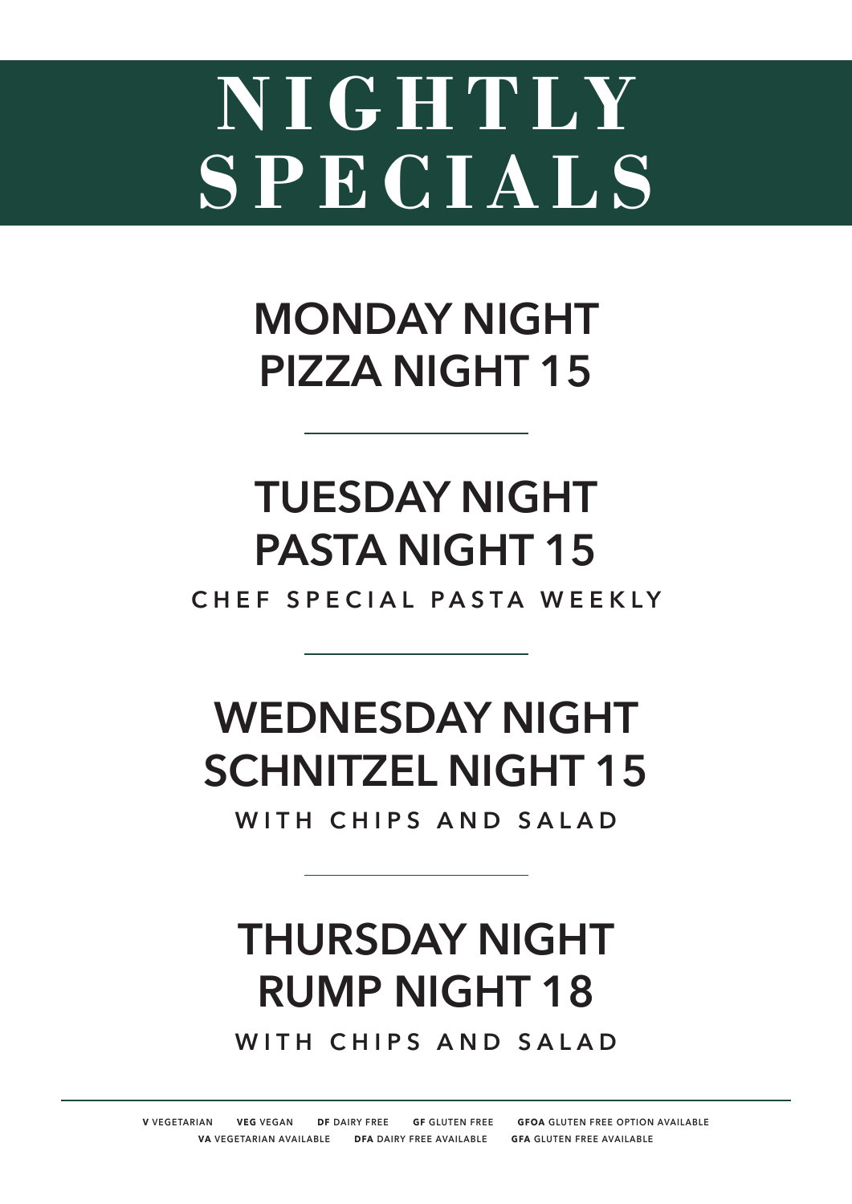# NIGHTLY SPECIALS

## MONDAY NIGHT
## PIZZA NIGHT 15

---

## TUESDAY NIGHT
## PASTA NIGHT 15

CHEF SPECIAL PASTA WEEKLY

---

## WEDNESDAY NIGHT
## SCHNITZEL NIGHT 15

WITH CHIPS AND SALAD

---

## THURSDAY NIGHT
## RUMP NIGHT 18

WITH CHIPS AND SALAD

---

**V** VEGETARIAN **VEG** VEGAN **DF** DAIRY FREE **GF** GLUTEN FREE **GFOA** GLUTEN FREE OPTION AVAILABLE
**VA** VEGETARIAN AVAILABLE **DFA** DAIRY FREE AVAILABLE **GFA** GLUTEN FREE AVAILABLE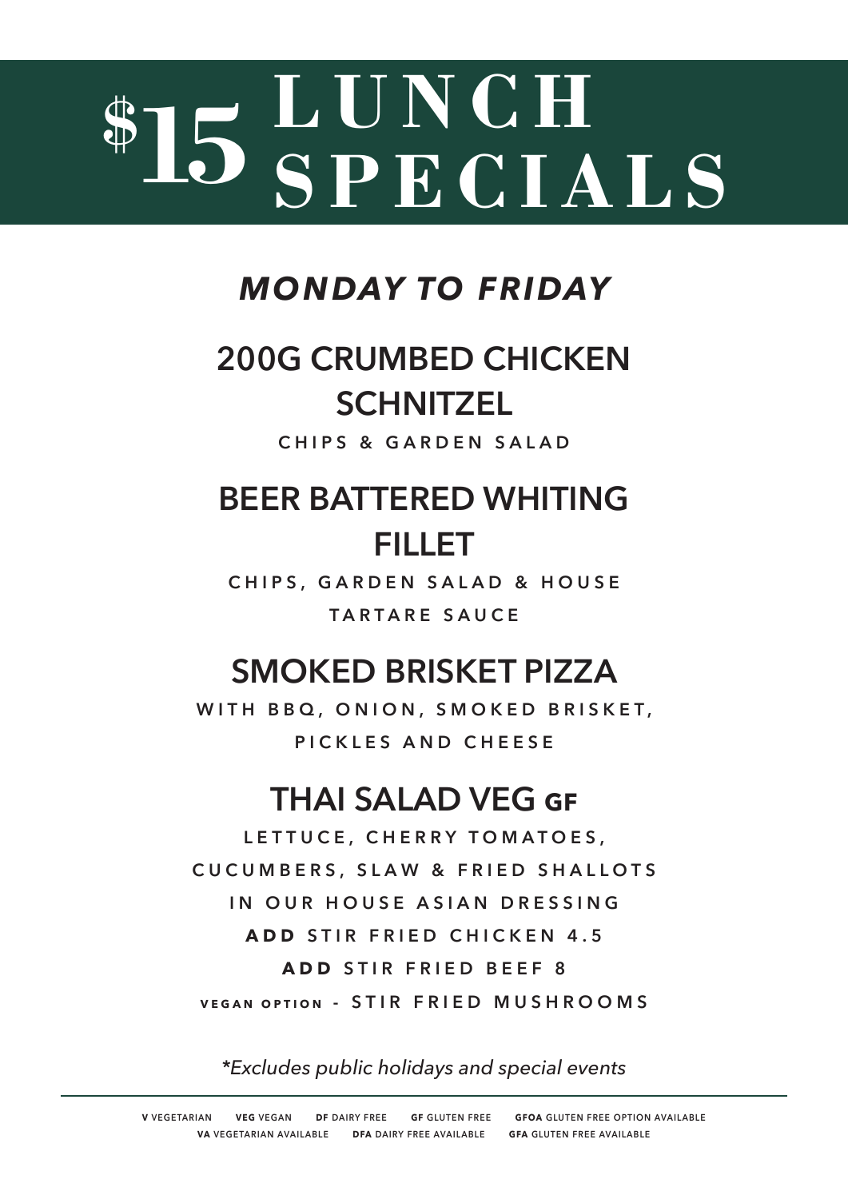# $15 LUNCH SPECIALS

***MONDAY TO FRIDAY***

## 200G CRUMBED CHICKEN SCHNITZEL

CHIPS & GARDEN SALAD

## BEER BATTERED WHITING FILLET

CHIPS, GARDEN SALAD & HOUSE TARTARE SAUCE

## SMOKED BRISKET PIZZA

WITH BBQ, ONION, SMOKED BRISKET, PICKLES AND CHEESE

## THAI SALAD VEG GF

LETTUCE, CHERRY TOMATOES, CUCUMBERS, SLAW & FRIED SHALLOTS IN OUR HOUSE ASIAN DRESSING

**ADD** STIR FRIED CHICKEN 4.5

**ADD** STIR FRIED BEEF 8

**VEGAN OPTION** - STIR FRIED MUSHROOMS

*\*Excludes public holidays and special events*

---

**V** VEGETARIAN **VEG** VEGAN **DF** DAIRY FREE **GF** GLUTEN FREE **GFOA** GLUTEN FREE OPTION AVAILABLE
**VA** VEGETARIAN AVAILABLE **DFA** DAIRY FREE AVAILABLE **GFA** GLUTEN FREE AVAILABLE